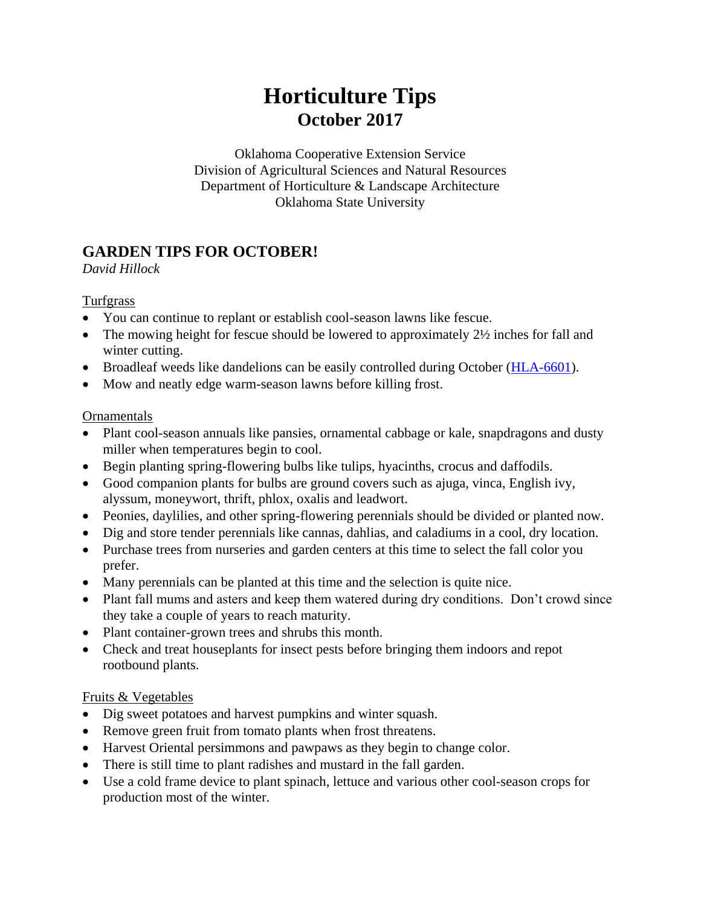# Horticulture Tips
## October 2017

Oklahoma Cooperative Extension Service
Division of Agricultural Sciences and Natural Resources
Department of Horticulture & Landscape Architecture
Oklahoma State University

## GARDEN TIPS FOR OCTOBER!

*David Hillock*

Turfgrass

- You can continue to replant or establish cool-season lawns like fescue.
- The mowing height for fescue should be lowered to approximately 2½ inches for fall and winter cutting.
- Broadleaf weeds like dandelions can be easily controlled during October (HLA-6601).
- Mow and neatly edge warm-season lawns before killing frost.

Ornamentals

- Plant cool-season annuals like pansies, ornamental cabbage or kale, snapdragons and dusty miller when temperatures begin to cool.
- Begin planting spring-flowering bulbs like tulips, hyacinths, crocus and daffodils.
- Good companion plants for bulbs are ground covers such as ajuga, vinca, English ivy, alyssum, moneywort, thrift, phlox, oxalis and leadwort.
- Peonies, daylilies, and other spring-flowering perennials should be divided or planted now.
- Dig and store tender perennials like cannas, dahlias, and caladiums in a cool, dry location.
- Purchase trees from nurseries and garden centers at this time to select the fall color you prefer.
- Many perennials can be planted at this time and the selection is quite nice.
- Plant fall mums and asters and keep them watered during dry conditions. Don't crowd since they take a couple of years to reach maturity.
- Plant container-grown trees and shrubs this month.
- Check and treat houseplants for insect pests before bringing them indoors and repot rootbound plants.

Fruits & Vegetables

- Dig sweet potatoes and harvest pumpkins and winter squash.
- Remove green fruit from tomato plants when frost threatens.
- Harvest Oriental persimmons and pawpaws as they begin to change color.
- There is still time to plant radishes and mustard in the fall garden.
- Use a cold frame device to plant spinach, lettuce and various other cool-season crops for production most of the winter.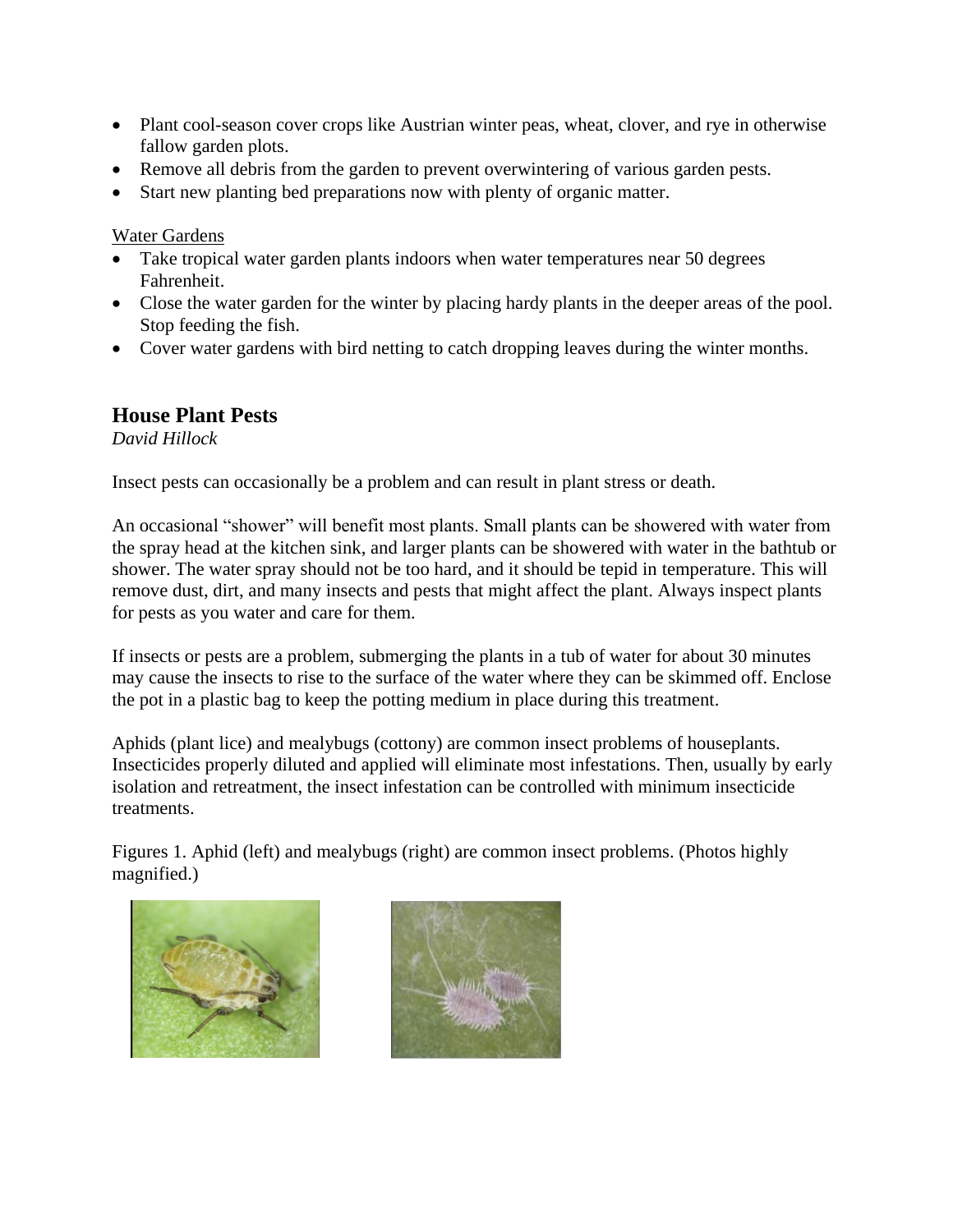- Plant cool-season cover crops like Austrian winter peas, wheat, clover, and rye in otherwise fallow garden plots.
- Remove all debris from the garden to prevent overwintering of various garden pests.
- Start new planting bed preparations now with plenty of organic matter.

Water Gardens

- Take tropical water garden plants indoors when water temperatures near 50 degrees Fahrenheit.
- Close the water garden for the winter by placing hardy plants in the deeper areas of the pool. Stop feeding the fish.
- Cover water gardens with bird netting to catch dropping leaves during the winter months.

## House Plant Pests

*David Hillock*

Insect pests can occasionally be a problem and can result in plant stress or death.

An occasional "shower" will benefit most plants. Small plants can be showered with water from the spray head at the kitchen sink, and larger plants can be showered with water in the bathtub or shower. The water spray should not be too hard, and it should be tepid in temperature. This will remove dust, dirt, and many insects and pests that might affect the plant. Always inspect plants for pests as you water and care for them.

If insects or pests are a problem, submerging the plants in a tub of water for about 30 minutes may cause the insects to rise to the surface of the water where they can be skimmed off. Enclose the pot in a plastic bag to keep the potting medium in place during this treatment.

Aphids (plant lice) and mealybugs (cottony) are common insect problems of houseplants. Insecticides properly diluted and applied will eliminate most infestations. Then, usually by early isolation and retreatment, the insect infestation can be controlled with minimum insecticide treatments.

Figures 1. Aphid (left) and mealybugs (right) are common insect problems. (Photos highly magnified.)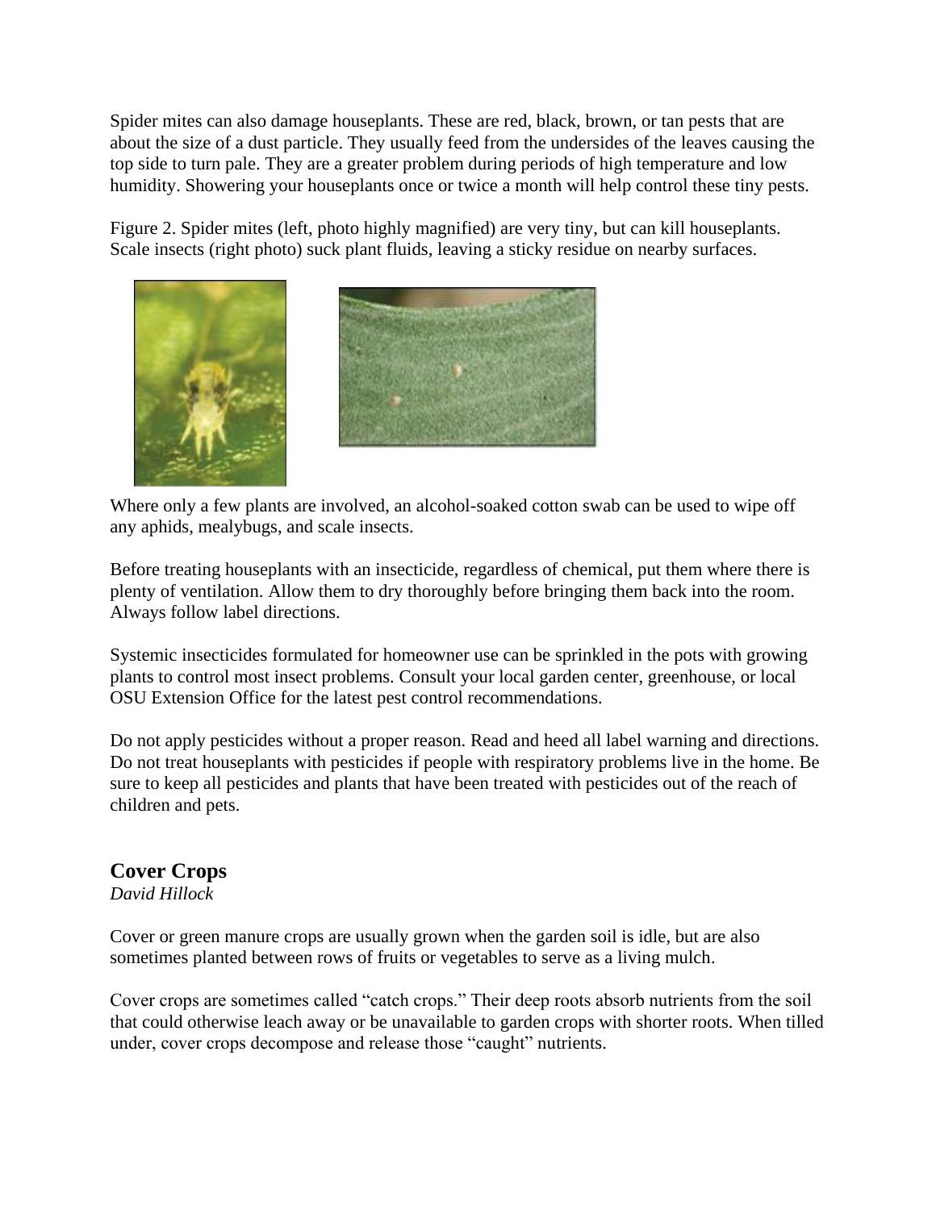Spider mites can also damage houseplants. These are red, black, brown, or tan pests that are about the size of a dust particle. They usually feed from the undersides of the leaves causing the top side to turn pale. They are a greater problem during periods of high temperature and low humidity. Showering your houseplants once or twice a month will help control these tiny pests.

Figure 2. Spider mites (left, photo highly magnified) are very tiny, but can kill houseplants. Scale insects (right photo) suck plant fluids, leaving a sticky residue on nearby surfaces.

Where only a few plants are involved, an alcohol-soaked cotton swab can be used to wipe off any aphids, mealybugs, and scale insects.

Before treating houseplants with an insecticide, regardless of chemical, put them where there is plenty of ventilation. Allow them to dry thoroughly before bringing them back into the room. Always follow label directions.

Systemic insecticides formulated for homeowner use can be sprinkled in the pots with growing plants to control most insect problems. Consult your local garden center, greenhouse, or local OSU Extension Office for the latest pest control recommendations.

Do not apply pesticides without a proper reason. Read and heed all label warning and directions. Do not treat houseplants with pesticides if people with respiratory problems live in the home. Be sure to keep all pesticides and plants that have been treated with pesticides out of the reach of children and pets.

## Cover Crops

*David Hillock*

Cover or green manure crops are usually grown when the garden soil is idle, but are also sometimes planted between rows of fruits or vegetables to serve as a living mulch.

Cover crops are sometimes called “catch crops.” Their deep roots absorb nutrients from the soil that could otherwise leach away or be unavailable to garden crops with shorter roots. When tilled under, cover crops decompose and release those “caught” nutrients.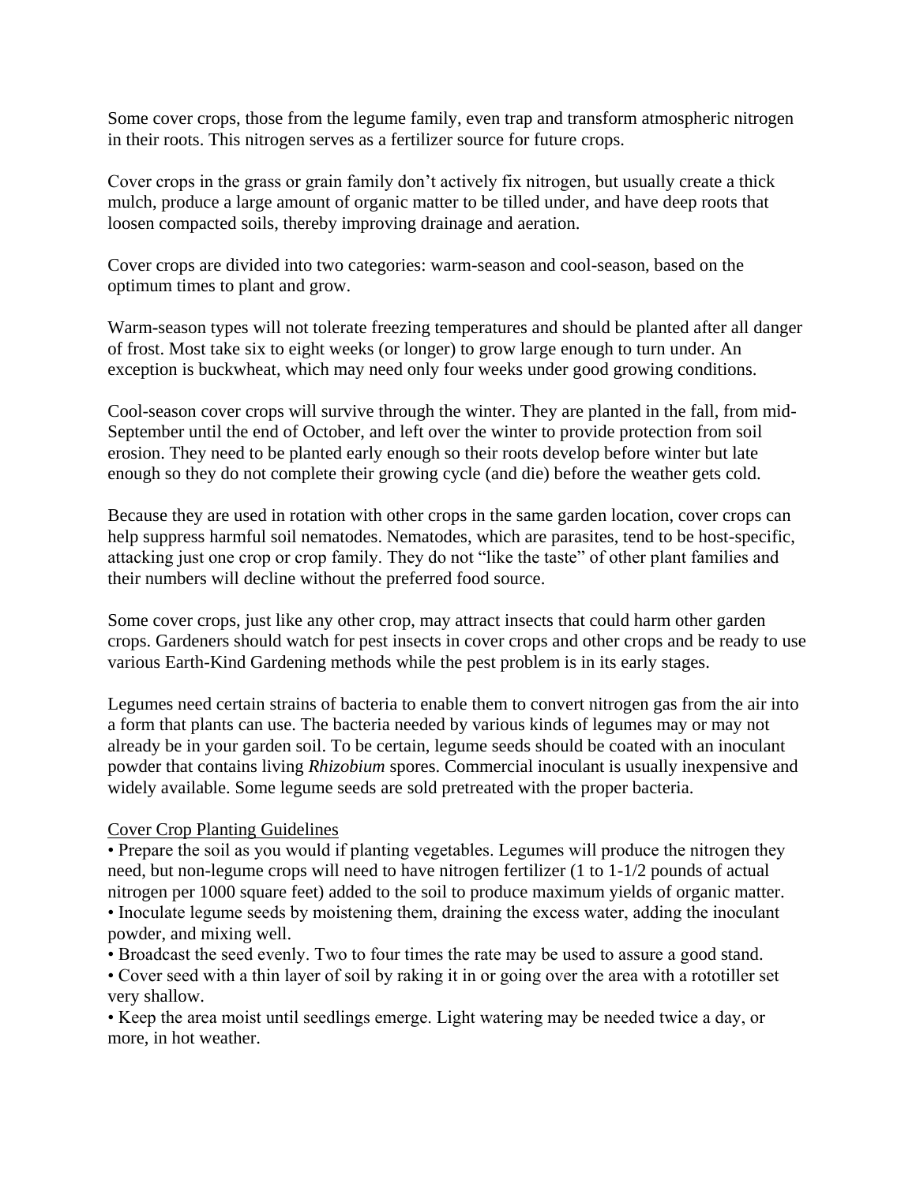Some cover crops, those from the legume family, even trap and transform atmospheric nitrogen in their roots. This nitrogen serves as a fertilizer source for future crops.

Cover crops in the grass or grain family don't actively fix nitrogen, but usually create a thick mulch, produce a large amount of organic matter to be tilled under, and have deep roots that loosen compacted soils, thereby improving drainage and aeration.

Cover crops are divided into two categories: warm-season and cool-season, based on the optimum times to plant and grow.

Warm-season types will not tolerate freezing temperatures and should be planted after all danger of frost. Most take six to eight weeks (or longer) to grow large enough to turn under. An exception is buckwheat, which may need only four weeks under good growing conditions.

Cool-season cover crops will survive through the winter. They are planted in the fall, from mid-September until the end of October, and left over the winter to provide protection from soil erosion. They need to be planted early enough so their roots develop before winter but late enough so they do not complete their growing cycle (and die) before the weather gets cold.

Because they are used in rotation with other crops in the same garden location, cover crops can help suppress harmful soil nematodes. Nematodes, which are parasites, tend to be host-specific, attacking just one crop or crop family. They do not "like the taste" of other plant families and their numbers will decline without the preferred food source.

Some cover crops, just like any other crop, may attract insects that could harm other garden crops. Gardeners should watch for pest insects in cover crops and other crops and be ready to use various Earth-Kind Gardening methods while the pest problem is in its early stages.

Legumes need certain strains of bacteria to enable them to convert nitrogen gas from the air into a form that plants can use. The bacteria needed by various kinds of legumes may or may not already be in your garden soil. To be certain, legume seeds should be coated with an inoculant powder that contains living *Rhizobium* spores. Commercial inoculant is usually inexpensive and widely available. Some legume seeds are sold pretreated with the proper bacteria.

<u>Cover Crop Planting Guidelines</u>

- Prepare the soil as you would if planting vegetables. Legumes will produce the nitrogen they need, but non-legume crops will need to have nitrogen fertilizer (1 to 1-1/2 pounds of actual nitrogen per 1000 square feet) added to the soil to produce maximum yields of organic matter.
- Inoculate legume seeds by moistening them, draining the excess water, adding the inoculant powder, and mixing well.
- Broadcast the seed evenly. Two to four times the rate may be used to assure a good stand.
- Cover seed with a thin layer of soil by raking it in or going over the area with a rototiller set very shallow.
- Keep the area moist until seedlings emerge. Light watering may be needed twice a day, or more, in hot weather.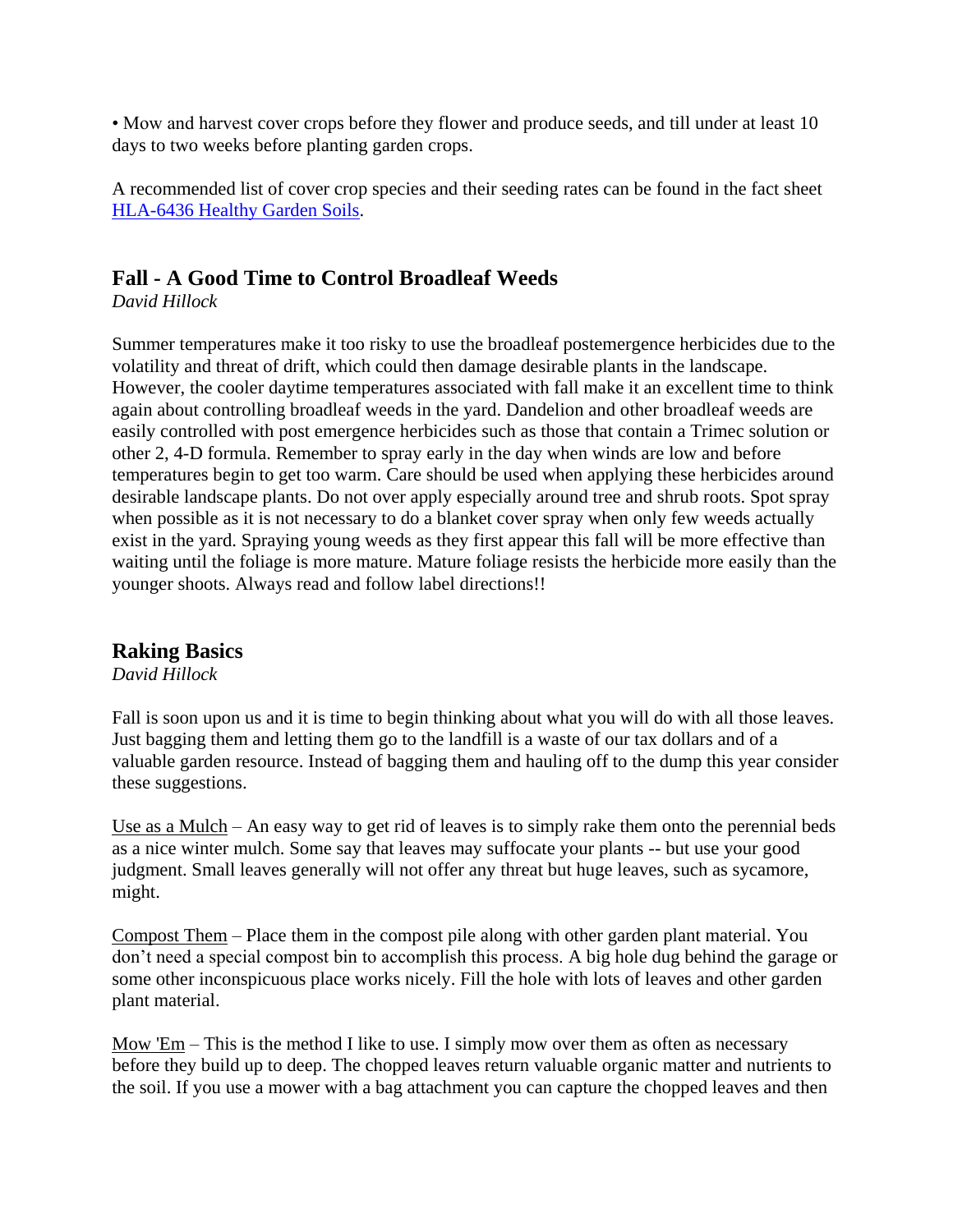• Mow and harvest cover crops before they flower and produce seeds, and till under at least 10 days to two weeks before planting garden crops.

A recommended list of cover crop species and their seeding rates can be found in the fact sheet HLA-6436 Healthy Garden Soils.

## Fall - A Good Time to Control Broadleaf Weeds

*David Hillock*

Summer temperatures make it too risky to use the broadleaf postemergence herbicides due to the volatility and threat of drift, which could then damage desirable plants in the landscape. However, the cooler daytime temperatures associated with fall make it an excellent time to think again about controlling broadleaf weeds in the yard. Dandelion and other broadleaf weeds are easily controlled with post emergence herbicides such as those that contain a Trimec solution or other 2, 4-D formula. Remember to spray early in the day when winds are low and before temperatures begin to get too warm. Care should be used when applying these herbicides around desirable landscape plants. Do not over apply especially around tree and shrub roots. Spot spray when possible as it is not necessary to do a blanket cover spray when only few weeds actually exist in the yard. Spraying young weeds as they first appear this fall will be more effective than waiting until the foliage is more mature. Mature foliage resists the herbicide more easily than the younger shoots. Always read and follow label directions!!

## Raking Basics

*David Hillock*

Fall is soon upon us and it is time to begin thinking about what you will do with all those leaves. Just bagging them and letting them go to the landfill is a waste of our tax dollars and of a valuable garden resource. Instead of bagging them and hauling off to the dump this year consider these suggestions.

Use as a Mulch – An easy way to get rid of leaves is to simply rake them onto the perennial beds as a nice winter mulch. Some say that leaves may suffocate your plants -- but use your good judgment. Small leaves generally will not offer any threat but huge leaves, such as sycamore, might.

Compost Them – Place them in the compost pile along with other garden plant material. You don't need a special compost bin to accomplish this process. A big hole dug behind the garage or some other inconspicuous place works nicely. Fill the hole with lots of leaves and other garden plant material.

Mow 'Em – This is the method I like to use. I simply mow over them as often as necessary before they build up to deep. The chopped leaves return valuable organic matter and nutrients to the soil. If you use a mower with a bag attachment you can capture the chopped leaves and then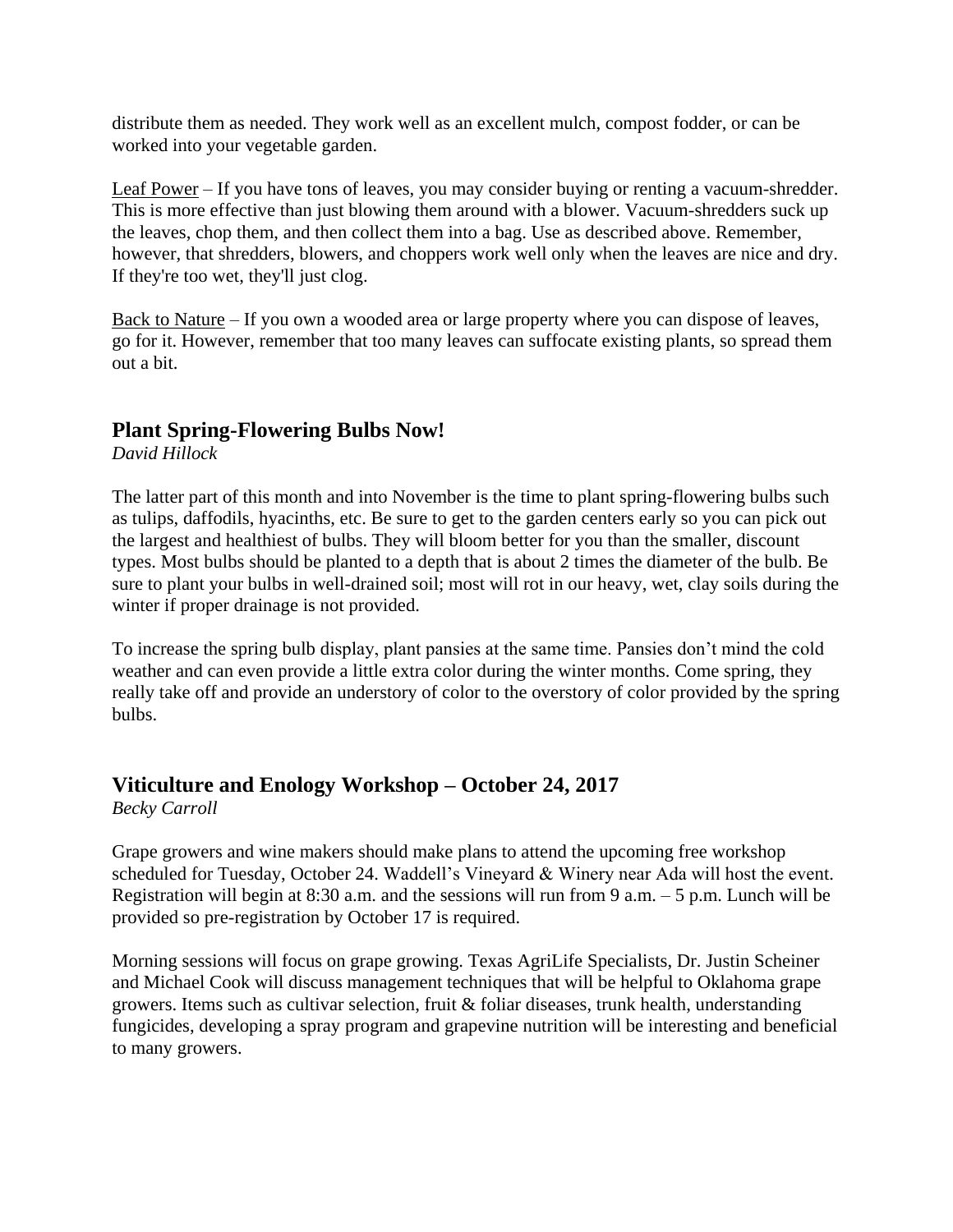distribute them as needed. They work well as an excellent mulch, compost fodder, or can be worked into your vegetable garden.

Leaf Power – If you have tons of leaves, you may consider buying or renting a vacuum-shredder. This is more effective than just blowing them around with a blower. Vacuum-shredders suck up the leaves, chop them, and then collect them into a bag. Use as described above. Remember, however, that shredders, blowers, and choppers work well only when the leaves are nice and dry. If they're too wet, they'll just clog.

Back to Nature – If you own a wooded area or large property where you can dispose of leaves, go for it. However, remember that too many leaves can suffocate existing plants, so spread them out a bit.

## Plant Spring-Flowering Bulbs Now!

*David Hillock*

The latter part of this month and into November is the time to plant spring-flowering bulbs such as tulips, daffodils, hyacinths, etc. Be sure to get to the garden centers early so you can pick out the largest and healthiest of bulbs. They will bloom better for you than the smaller, discount types. Most bulbs should be planted to a depth that is about 2 times the diameter of the bulb. Be sure to plant your bulbs in well-drained soil; most will rot in our heavy, wet, clay soils during the winter if proper drainage is not provided.

To increase the spring bulb display, plant pansies at the same time. Pansies don't mind the cold weather and can even provide a little extra color during the winter months. Come spring, they really take off and provide an understory of color to the overstory of color provided by the spring bulbs.

## Viticulture and Enology Workshop – October 24, 2017

*Becky Carroll*

Grape growers and wine makers should make plans to attend the upcoming free workshop scheduled for Tuesday, October 24. Waddell's Vineyard & Winery near Ada will host the event. Registration will begin at 8:30 a.m. and the sessions will run from 9 a.m. – 5 p.m. Lunch will be provided so pre-registration by October 17 is required.

Morning sessions will focus on grape growing. Texas AgriLife Specialists, Dr. Justin Scheiner and Michael Cook will discuss management techniques that will be helpful to Oklahoma grape growers. Items such as cultivar selection, fruit & foliar diseases, trunk health, understanding fungicides, developing a spray program and grapevine nutrition will be interesting and beneficial to many growers.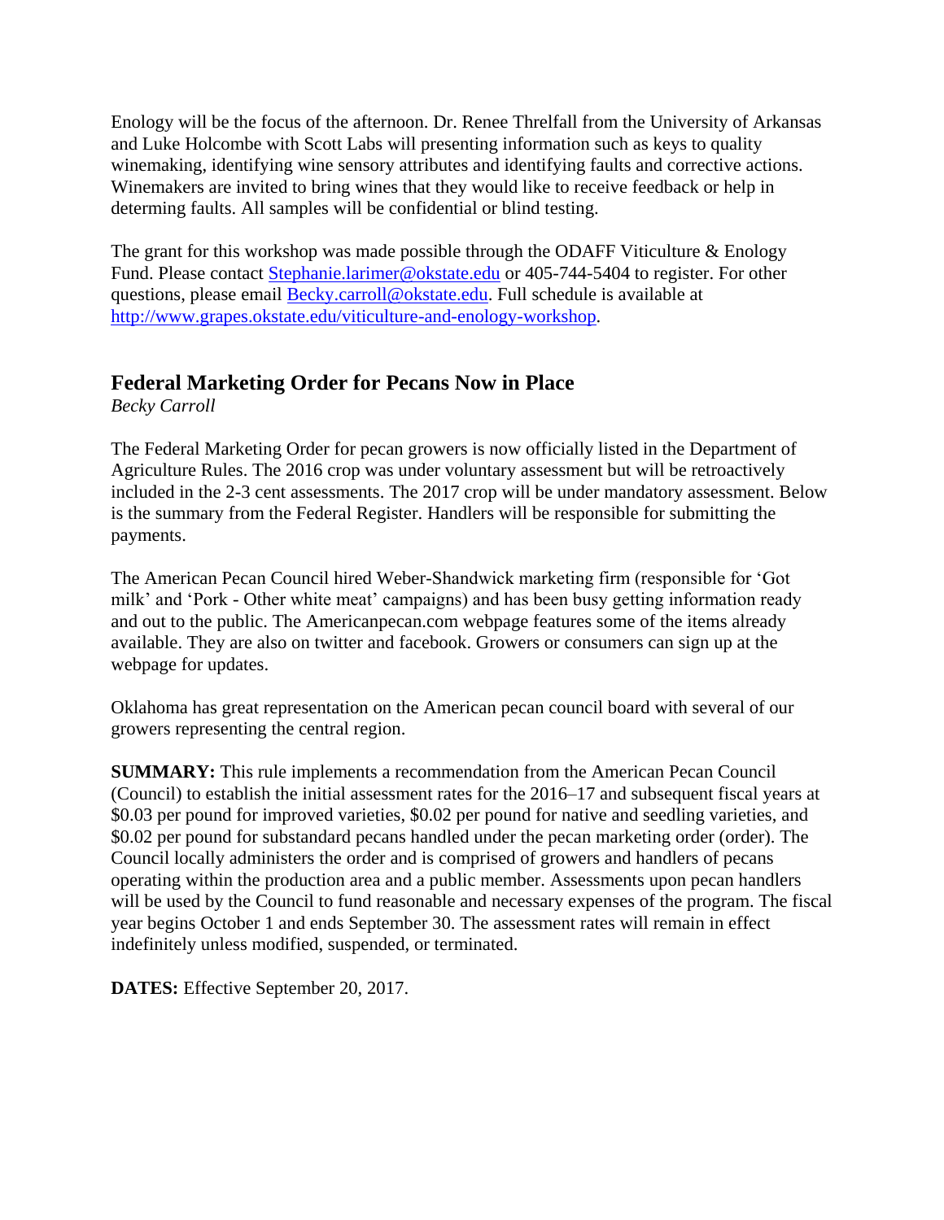Enology will be the focus of the afternoon. Dr. Renee Threlfall from the University of Arkansas and Luke Holcombe with Scott Labs will presenting information such as keys to quality winemaking, identifying wine sensory attributes and identifying faults and corrective actions. Winemakers are invited to bring wines that they would like to receive feedback or help in determing faults. All samples will be confidential or blind testing.

The grant for this workshop was made possible through the ODAFF Viticulture & Enology Fund. Please contact Stephanie.larimer@okstate.edu or 405-744-5404 to register. For other questions, please email Becky.carroll@okstate.edu. Full schedule is available at http://www.grapes.okstate.edu/viticulture-and-enology-workshop.

## Federal Marketing Order for Pecans Now in Place

*Becky Carroll*

The Federal Marketing Order for pecan growers is now officially listed in the Department of Agriculture Rules. The 2016 crop was under voluntary assessment but will be retroactively included in the 2-3 cent assessments. The 2017 crop will be under mandatory assessment. Below is the summary from the Federal Register. Handlers will be responsible for submitting the payments.

The American Pecan Council hired Weber-Shandwick marketing firm (responsible for 'Got milk' and 'Pork - Other white meat' campaigns) and has been busy getting information ready and out to the public. The Americanpecan.com webpage features some of the items already available. They are also on twitter and facebook. Growers or consumers can sign up at the webpage for updates.

Oklahoma has great representation on the American pecan council board with several of our growers representing the central region.

**SUMMARY:** This rule implements a recommendation from the American Pecan Council (Council) to establish the initial assessment rates for the 2016–17 and subsequent fiscal years at $0.03 per pound for improved varieties, $0.02 per pound for native and seedling varieties, and $0.02 per pound for substandard pecans handled under the pecan marketing order (order). The Council locally administers the order and is comprised of growers and handlers of pecans operating within the production area and a public member. Assessments upon pecan handlers will be used by the Council to fund reasonable and necessary expenses of the program. The fiscal year begins October 1 and ends September 30. The assessment rates will remain in effect indefinitely unless modified, suspended, or terminated.

**DATES:** Effective September 20, 2017.